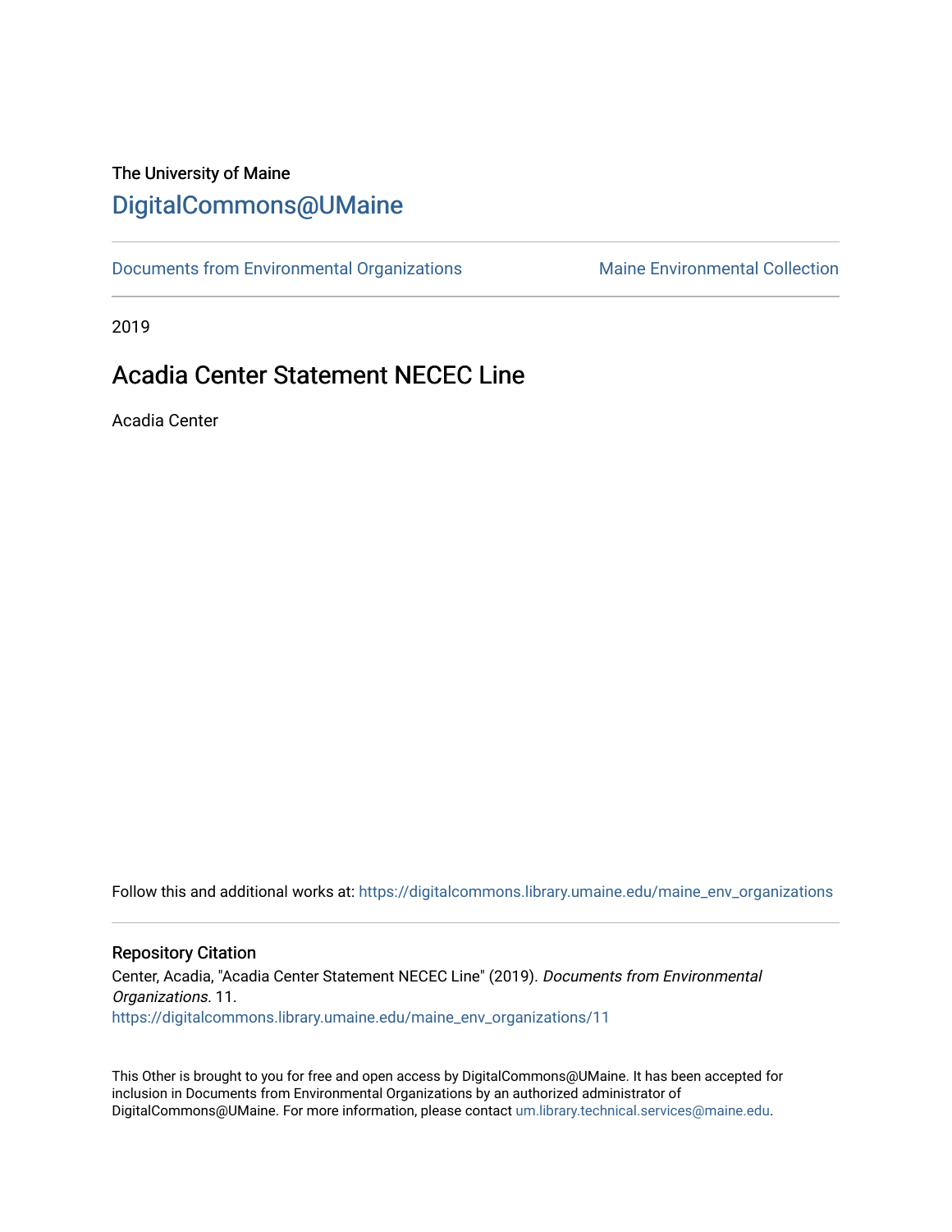The University of Maine

## DigitalCommons@UMaine

Documents from Environmental Organizations | Maine Environmental Collection

2019

# Acadia Center Statement NECEC Line

Acadia Center

Follow this and additional works at: https://digitalcommons.library.umaine.edu/maine_env_organizations

### Repository Citation

Center, Acadia, "Acadia Center Statement NECEC Line" (2019). *Documents from Environmental Organizations*. 11.
https://digitalcommons.library.umaine.edu/maine_env_organizations/11

This Other is brought to you for free and open access by DigitalCommons@UMaine. It has been accepted for inclusion in Documents from Environmental Organizations by an authorized administrator of DigitalCommons@UMaine. For more information, please contact um.library.technical.services@maine.edu.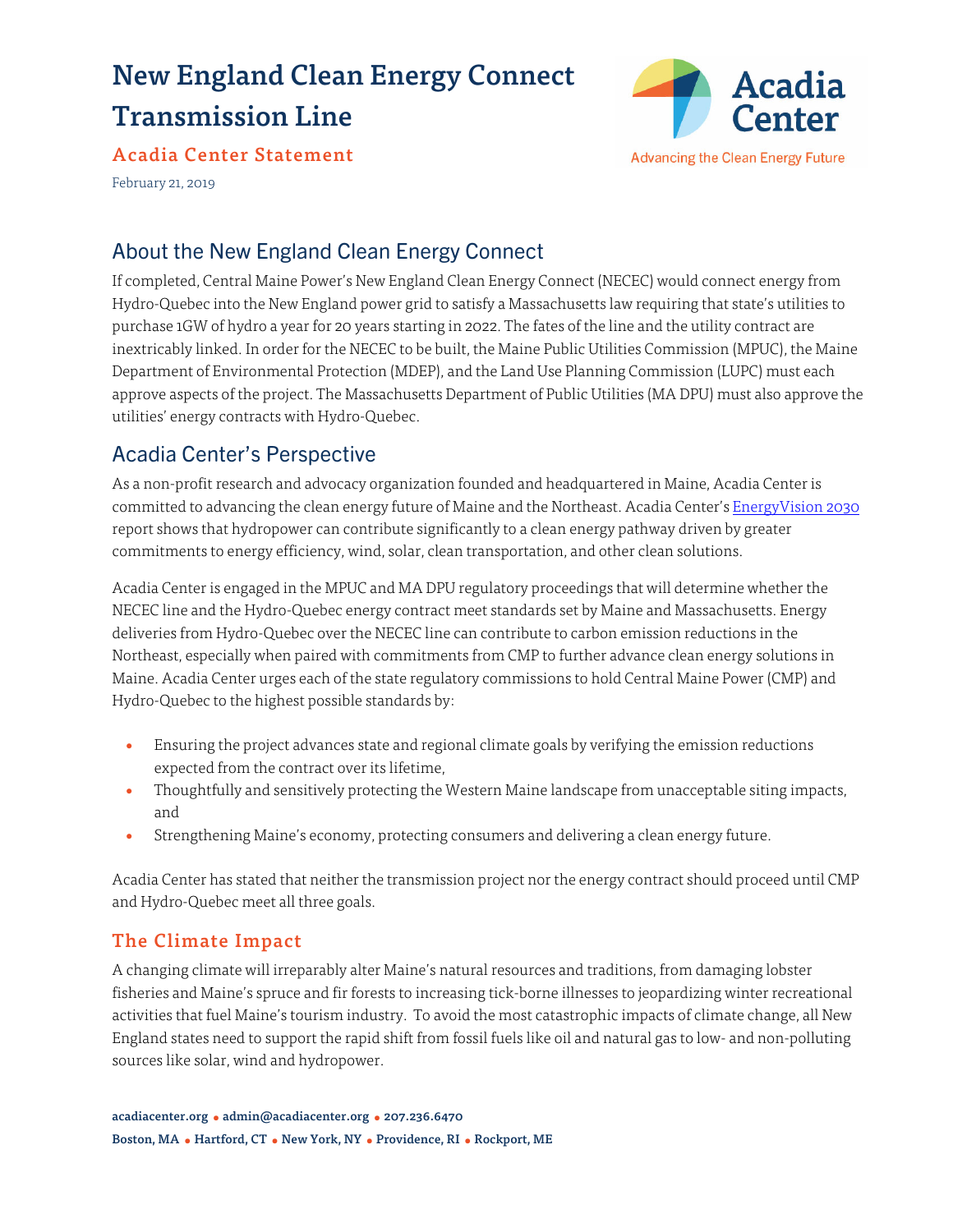# New England Clean Energy Connect Transmission Line

## Acadia Center Statement

February 21, 2019

## About the New England Clean Energy Connect

If completed, Central Maine Power's New England Clean Energy Connect (NECEC) would connect energy from Hydro-Quebec into the New England power grid to satisfy a Massachusetts law requiring that state's utilities to purchase 1GW of hydro a year for 20 years starting in 2022. The fates of the line and the utility contract are inextricably linked. In order for the NECEC to be built, the Maine Public Utilities Commission (MPUC), the Maine Department of Environmental Protection (MDEP), and the Land Use Planning Commission (LUPC) must each approve aspects of the project. The Massachusetts Department of Public Utilities (MA DPU) must also approve the utilities' energy contracts with Hydro-Quebec.

## Acadia Center's Perspective

As a non-profit research and advocacy organization founded and headquartered in Maine, Acadia Center is committed to advancing the clean energy future of Maine and the Northeast. Acadia Center's EnergyVision 2030 report shows that hydropower can contribute significantly to a clean energy pathway driven by greater commitments to energy efficiency, wind, solar, clean transportation, and other clean solutions.

Acadia Center is engaged in the MPUC and MA DPU regulatory proceedings that will determine whether the NECEC line and the Hydro-Quebec energy contract meet standards set by Maine and Massachusetts. Energy deliveries from Hydro-Quebec over the NECEC line can contribute to carbon emission reductions in the Northeast, especially when paired with commitments from CMP to further advance clean energy solutions in Maine. Acadia Center urges each of the state regulatory commissions to hold Central Maine Power (CMP) and Hydro-Quebec to the highest possible standards by:

- Ensuring the project advances state and regional climate goals by verifying the emission reductions expected from the contract over its lifetime,
- Thoughtfully and sensitively protecting the Western Maine landscape from unacceptable siting impacts, and
- Strengthening Maine's economy, protecting consumers and delivering a clean energy future.

Acadia Center has stated that neither the transmission project nor the energy contract should proceed until CMP and Hydro-Quebec meet all three goals.

### The Climate Impact

A changing climate will irreparably alter Maine's natural resources and traditions, from damaging lobster fisheries and Maine's spruce and fir forests to increasing tick-borne illnesses to jeopardizing winter recreational activities that fuel Maine's tourism industry. To avoid the most catastrophic impacts of climate change, all New England states need to support the rapid shift from fossil fuels like oil and natural gas to low- and non-polluting sources like solar, wind and hydropower.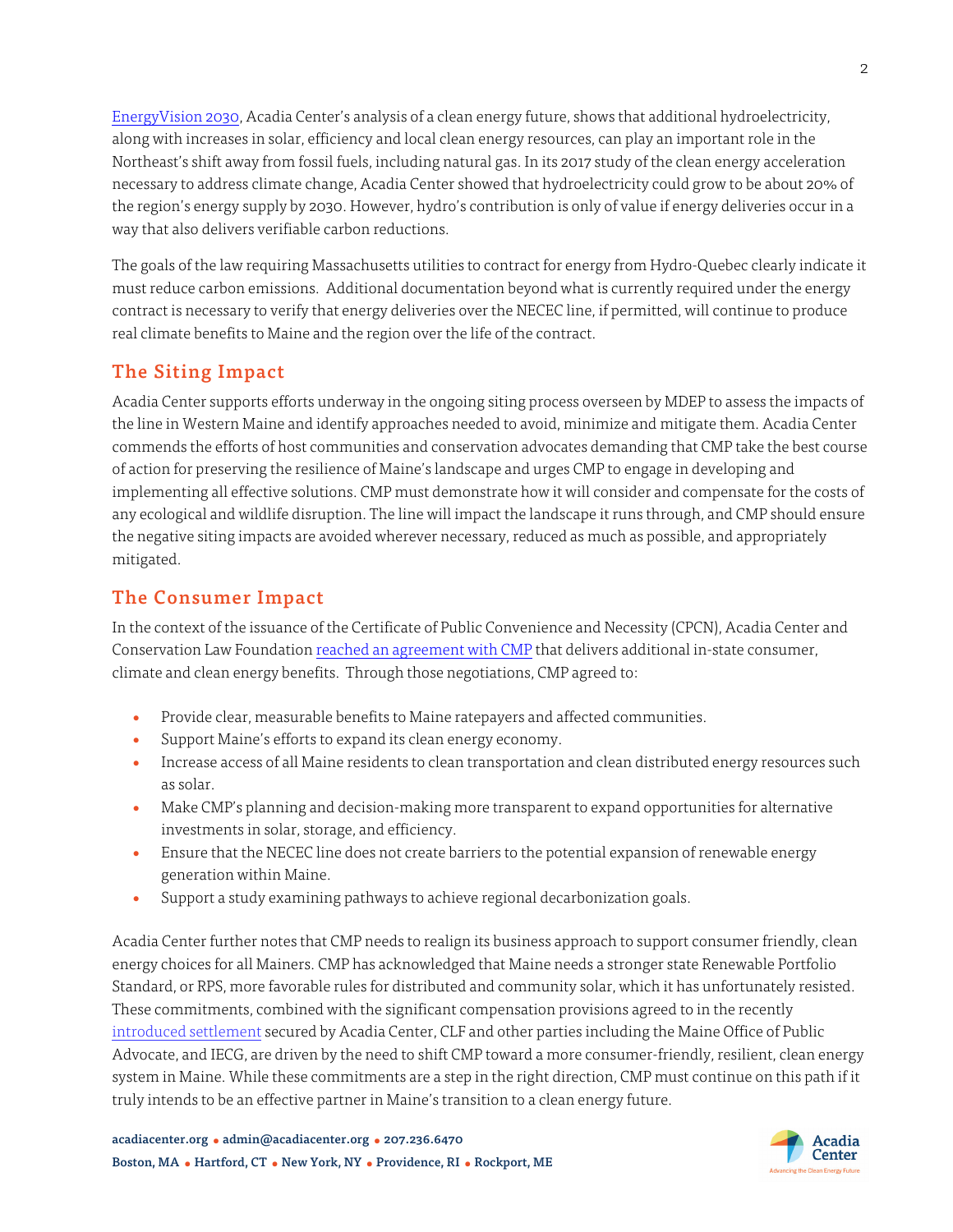[EnergyVision 2030](), Acadia Center's analysis of a clean energy future, shows that additional hydroelectricity, along with increases in solar, efficiency and local clean energy resources, can play an important role in the Northeast's shift away from fossil fuels, including natural gas. In its 2017 study of the clean energy acceleration necessary to address climate change, Acadia Center showed that hydroelectricity could grow to be about 20% of the region's energy supply by 2030. However, hydro's contribution is only of value if energy deliveries occur in a way that also delivers verifiable carbon reductions.

The goals of the law requiring Massachusetts utilities to contract for energy from Hydro-Quebec clearly indicate it must reduce carbon emissions. Additional documentation beyond what is currently required under the energy contract is necessary to verify that energy deliveries over the NECEC line, if permitted, will continue to produce real climate benefits to Maine and the region over the life of the contract.

## The Siting Impact

Acadia Center supports efforts underway in the ongoing siting process overseen by MDEP to assess the impacts of the line in Western Maine and identify approaches needed to avoid, minimize and mitigate them. Acadia Center commends the efforts of host communities and conservation advocates demanding that CMP take the best course of action for preserving the resilience of Maine's landscape and urges CMP to engage in developing and implementing all effective solutions. CMP must demonstrate how it will consider and compensate for the costs of any ecological and wildlife disruption. The line will impact the landscape it runs through, and CMP should ensure the negative siting impacts are avoided wherever necessary, reduced as much as possible, and appropriately mitigated.

## The Consumer Impact

In the context of the issuance of the Certificate of Public Convenience and Necessity (CPCN), Acadia Center and Conservation Law Foundation [reached an agreement with CMP]() that delivers additional in-state consumer, climate and clean energy benefits. Through those negotiations, CMP agreed to:

- Provide clear, measurable benefits to Maine ratepayers and affected communities.
- Support Maine's efforts to expand its clean energy economy.
- Increase access of all Maine residents to clean transportation and clean distributed energy resources such as solar.
- Make CMP's planning and decision-making more transparent to expand opportunities for alternative investments in solar, storage, and efficiency.
- Ensure that the NECEC line does not create barriers to the potential expansion of renewable energy generation within Maine.
- Support a study examining pathways to achieve regional decarbonization goals.

Acadia Center further notes that CMP needs to realign its business approach to support consumer friendly, clean energy choices for all Mainers. CMP has acknowledged that Maine needs a stronger state Renewable Portfolio Standard, or RPS, more favorable rules for distributed and community solar, which it has unfortunately resisted. These commitments, combined with the significant compensation provisions agreed to in the recently [introduced settlement]() secured by Acadia Center, CLF and other parties including the Maine Office of Public Advocate, and IECG, are driven by the need to shift CMP toward a more consumer-friendly, resilient, clean energy system in Maine. While these commitments are a step in the right direction, CMP must continue on this path if it truly intends to be an effective partner in Maine's transition to a clean energy future.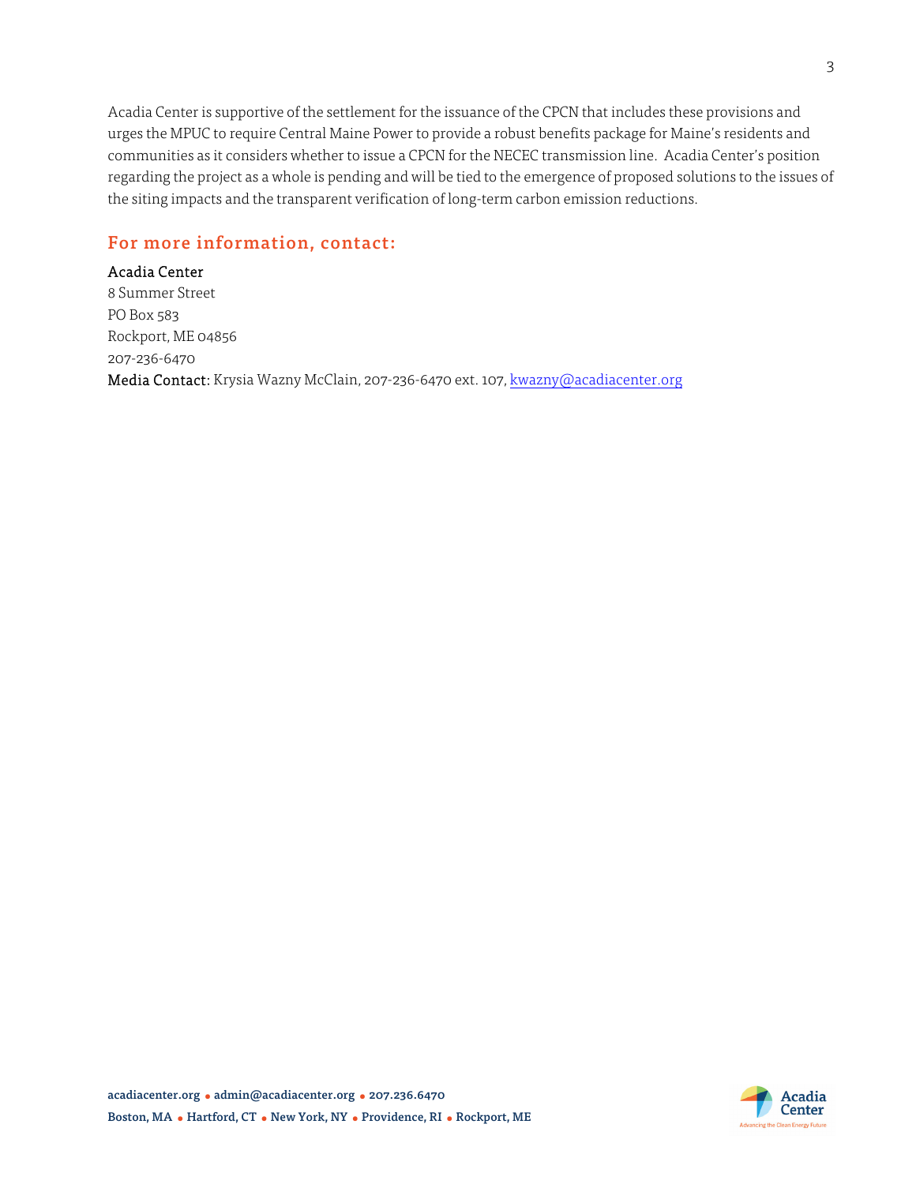Acadia Center is supportive of the settlement for the issuance of the CPCN that includes these provisions and urges the MPUC to require Central Maine Power to provide a robust benefits package for Maine's residents and communities as it considers whether to issue a CPCN for the NECEC transmission line. Acadia Center's position regarding the project as a whole is pending and will be tied to the emergence of proposed solutions to the issues of the siting impacts and the transparent verification of long-term carbon emission reductions.

## For more information, contact:

Acadia Center
8 Summer Street
PO Box 583
Rockport, ME 04856
207-236-6470
Media Contact: Krysia Wazny McClain, 207-236-6470 ext. 107, kwazny@acadiacenter.org